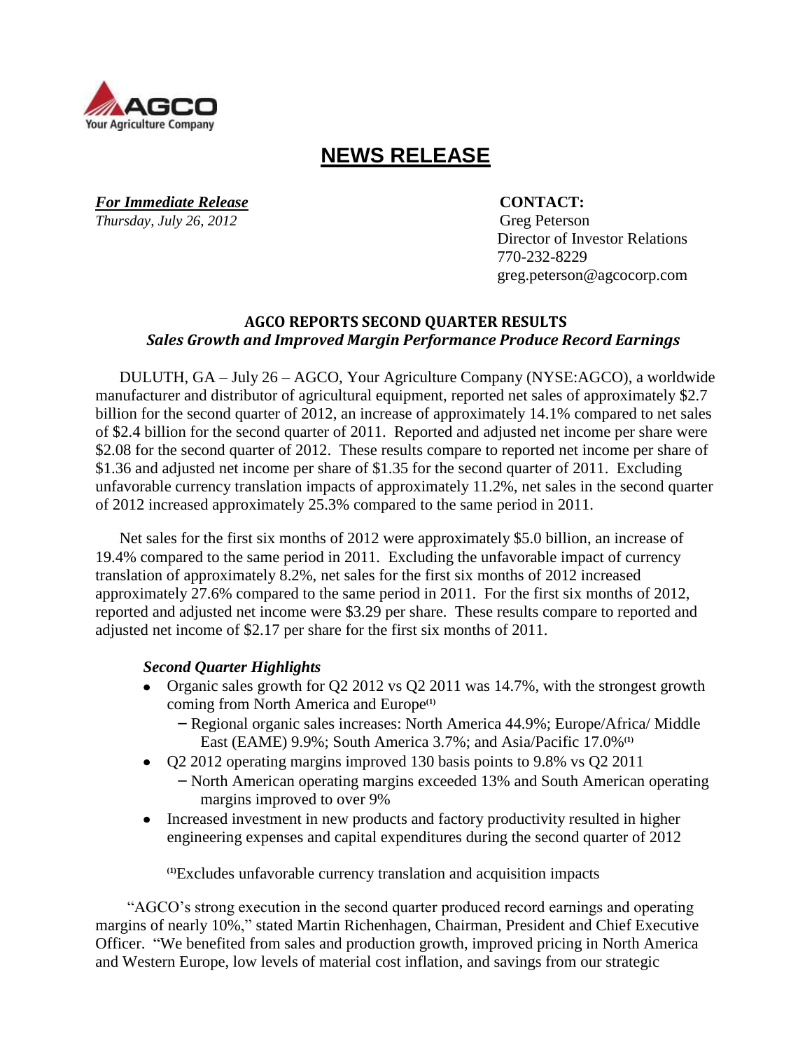AGCO
Your Agriculture Company

# NEWS RELEASE

***For Immediate Release***
*Thursday, July 26, 2012*

**CONTACT:**
Greg Peterson
Director of Investor Relations
770-232-8229
greg.peterson@agcocorp.com

## AGCO REPORTS SECOND QUARTER RESULTS
### *Sales Growth and Improved Margin Performance Produce Record Earnings*

DULUTH, GA – July 26 – AGCO, Your Agriculture Company (NYSE:AGCO), a worldwide manufacturer and distributor of agricultural equipment, reported net sales of approximately $2.7 billion for the second quarter of 2012, an increase of approximately 14.1% compared to net sales of $2.4 billion for the second quarter of 2011. Reported and adjusted net income per share were $2.08 for the second quarter of 2012. These results compare to reported net income per share of $1.36 and adjusted net income per share of $1.35 for the second quarter of 2011. Excluding unfavorable currency translation impacts of approximately 11.2%, net sales in the second quarter of 2012 increased approximately 25.3% compared to the same period in 2011.

Net sales for the first six months of 2012 were approximately $5.0 billion, an increase of 19.4% compared to the same period in 2011. Excluding the unfavorable impact of currency translation of approximately 8.2%, net sales for the first six months of 2012 increased approximately 27.6% compared to the same period in 2011. For the first six months of 2012, reported and adjusted net income were $3.29 per share. These results compare to reported and adjusted net income of $2.17 per share for the first six months of 2011.

#### *Second Quarter Highlights*

- Organic sales growth for Q2 2012 vs Q2 2011 was 14.7%, with the strongest growth coming from North America and Europe[(1)]
  - Regional organic sales increases: North America 44.9%; Europe/Africa/ Middle East (EAME) 9.9%; South America 3.7%; and Asia/Pacific 17.0%[(1)]
- Q2 2012 operating margins improved 130 basis points to 9.8% vs Q2 2011
  - North American operating margins exceeded 13% and South American operating margins improved to over 9%
- Increased investment in new products and factory productivity resulted in higher engineering expenses and capital expenditures during the second quarter of 2012

[(1)]Excludes unfavorable currency translation and acquisition impacts

"AGCO's strong execution in the second quarter produced record earnings and operating margins of nearly 10%," stated Martin Richenhagen, Chairman, President and Chief Executive Officer. "We benefited from sales and production growth, improved pricing in North America and Western Europe, low levels of material cost inflation, and savings from our strategic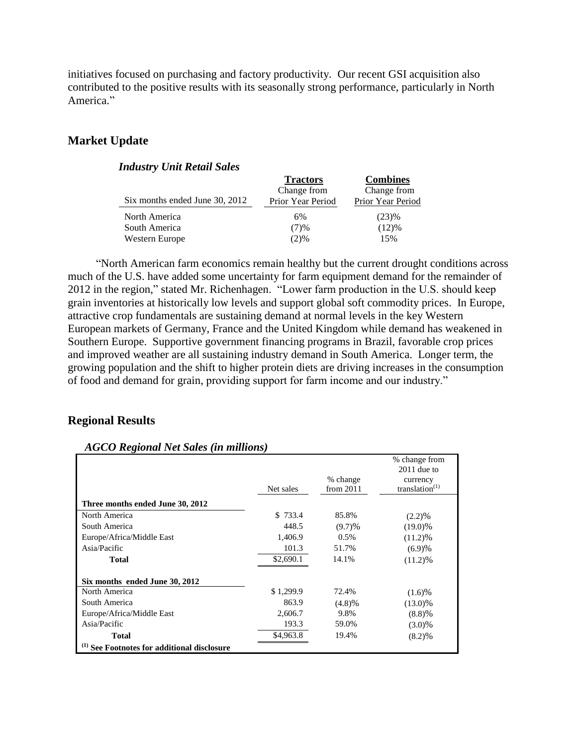initiatives focused on purchasing and factory productivity.  Our recent GSI acquisition also contributed to the positive results with its seasonally strong performance, particularly in North America."

## Market Update

### *Industry Unit Retail Sales*

| Six months ended June 30, 2012 | **Tractors** Change from Prior Year Period | **Combines** Change from Prior Year Period |
|---|---|---|
| North America | 6% | (23)% |
| South America | (7)% | (12)% |
| Western Europe | (2)% | 15% |

"North American farm economics remain healthy but the current drought conditions across much of the U.S. have added some uncertainty for farm equipment demand for the remainder of 2012 in the region," stated Mr. Richenhagen.  "Lower farm production in the U.S. should keep grain inventories at historically low levels and support global soft commodity prices.  In Europe, attractive crop fundamentals are sustaining demand at normal levels in the key Western European markets of Germany, France and the United Kingdom while demand has weakened in Southern Europe.  Supportive government financing programs in Brazil, favorable crop prices and improved weather are all sustaining industry demand in South America.  Longer term, the growing population and the shift to higher protein diets are driving increases in the consumption of food and demand for grain, providing support for farm income and our industry."

## Regional Results

### *AGCO Regional Net Sales (in millions)*

| | Net sales | % change from 2011 | % change from 2011 due to currency translation[(1)] |
|---|---|---|---|
| **Three months ended June 30, 2012** | | | |
| North America | $ 733.4 | 85.8% | (2.2)% |
| South America | 448.5 | (9.7)% | (19.0)% |
| Europe/Africa/Middle East | 1,406.9 | 0.5% | (11.2)% |
| Asia/Pacific | 101.3 | 51.7% | (6.9)% |
| **Total** | $2,690.1 | 14.1% | (11.2)% |
| **Six months ended June 30, 2012** | | | |
| North America | $ 1,299.9 | 72.4% | (1.6)% |
| South America | 863.9 | (4.8)% | (13.0)% |
| Europe/Africa/Middle East | 2,606.7 | 9.8% | (8.8)% |
| Asia/Pacific | 193.3 | 59.0% | (3.0)% |
| **Total** | $4,963.8 | 19.4% | (8.2)% |

**[(1)] See Footnotes for additional disclosure**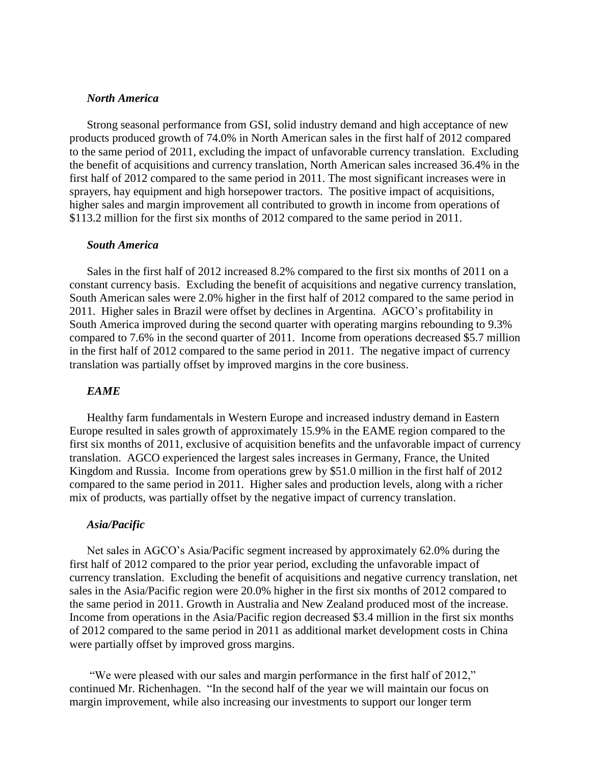### *North America*

Strong seasonal performance from GSI, solid industry demand and high acceptance of new products produced growth of 74.0% in North American sales in the first half of 2012 compared to the same period of 2011, excluding the impact of unfavorable currency translation. Excluding the benefit of acquisitions and currency translation, North American sales increased 36.4% in the first half of 2012 compared to the same period in 2011. The most significant increases were in sprayers, hay equipment and high horsepower tractors. The positive impact of acquisitions, higher sales and margin improvement all contributed to growth in income from operations of \$113.2 million for the first six months of 2012 compared to the same period in 2011.

### *South America*

Sales in the first half of 2012 increased 8.2% compared to the first six months of 2011 on a constant currency basis. Excluding the benefit of acquisitions and negative currency translation, South American sales were 2.0% higher in the first half of 2012 compared to the same period in 2011. Higher sales in Brazil were offset by declines in Argentina. AGCO's profitability in South America improved during the second quarter with operating margins rebounding to 9.3% compared to 7.6% in the second quarter of 2011. Income from operations decreased \$5.7 million in the first half of 2012 compared to the same period in 2011. The negative impact of currency translation was partially offset by improved margins in the core business.

### *EAME*

Healthy farm fundamentals in Western Europe and increased industry demand in Eastern Europe resulted in sales growth of approximately 15.9% in the EAME region compared to the first six months of 2011, exclusive of acquisition benefits and the unfavorable impact of currency translation. AGCO experienced the largest sales increases in Germany, France, the United Kingdom and Russia. Income from operations grew by \$51.0 million in the first half of 2012 compared to the same period in 2011. Higher sales and production levels, along with a richer mix of products, was partially offset by the negative impact of currency translation.

### *Asia/Pacific*

Net sales in AGCO's Asia/Pacific segment increased by approximately 62.0% during the first half of 2012 compared to the prior year period, excluding the unfavorable impact of currency translation. Excluding the benefit of acquisitions and negative currency translation, net sales in the Asia/Pacific region were 20.0% higher in the first six months of 2012 compared to the same period in 2011. Growth in Australia and New Zealand produced most of the increase. Income from operations in the Asia/Pacific region decreased \$3.4 million in the first six months of 2012 compared to the same period in 2011 as additional market development costs in China were partially offset by improved gross margins.

"We were pleased with our sales and margin performance in the first half of 2012," continued Mr. Richenhagen. "In the second half of the year we will maintain our focus on margin improvement, while also increasing our investments to support our longer term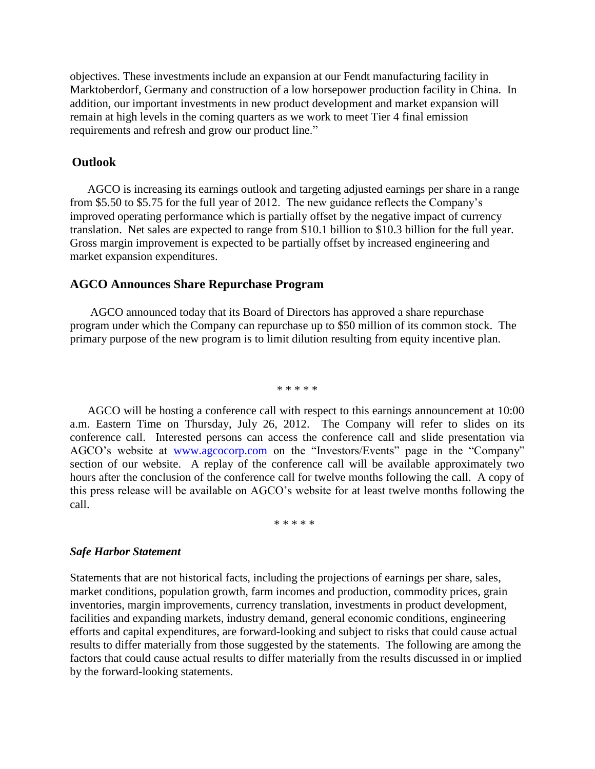objectives. These investments include an expansion at our Fendt manufacturing facility in Marktoberdorf, Germany and construction of a low horsepower production facility in China. In addition, our important investments in new product development and market expansion will remain at high levels in the coming quarters as we work to meet Tier 4 final emission requirements and refresh and grow our product line."

## Outlook

AGCO is increasing its earnings outlook and targeting adjusted earnings per share in a range from $5.50 to $5.75 for the full year of 2012. The new guidance reflects the Company's improved operating performance which is partially offset by the negative impact of currency translation. Net sales are expected to range from $10.1 billion to $10.3 billion for the full year. Gross margin improvement is expected to be partially offset by increased engineering and market expansion expenditures.

## AGCO Announces Share Repurchase Program

AGCO announced today that its Board of Directors has approved a share repurchase program under which the Company can repurchase up to $50 million of its common stock. The primary purpose of the new program is to limit dilution resulting from equity incentive plan.

\* \* \* \* \*

AGCO will be hosting a conference call with respect to this earnings announcement at 10:00 a.m. Eastern Time on Thursday, July 26, 2012. The Company will refer to slides on its conference call. Interested persons can access the conference call and slide presentation via AGCO's website at www.agcocorp.com on the "Investors/Events" page in the "Company" section of our website. A replay of the conference call will be available approximately two hours after the conclusion of the conference call for twelve months following the call. A copy of this press release will be available on AGCO's website for at least twelve months following the call.

\* \* \* \* \*

### *Safe Harbor Statement*

Statements that are not historical facts, including the projections of earnings per share, sales, market conditions, population growth, farm incomes and production, commodity prices, grain inventories, margin improvements, currency translation, investments in product development, facilities and expanding markets, industry demand, general economic conditions, engineering efforts and capital expenditures, are forward-looking and subject to risks that could cause actual results to differ materially from those suggested by the statements. The following are among the factors that could cause actual results to differ materially from the results discussed in or implied by the forward-looking statements.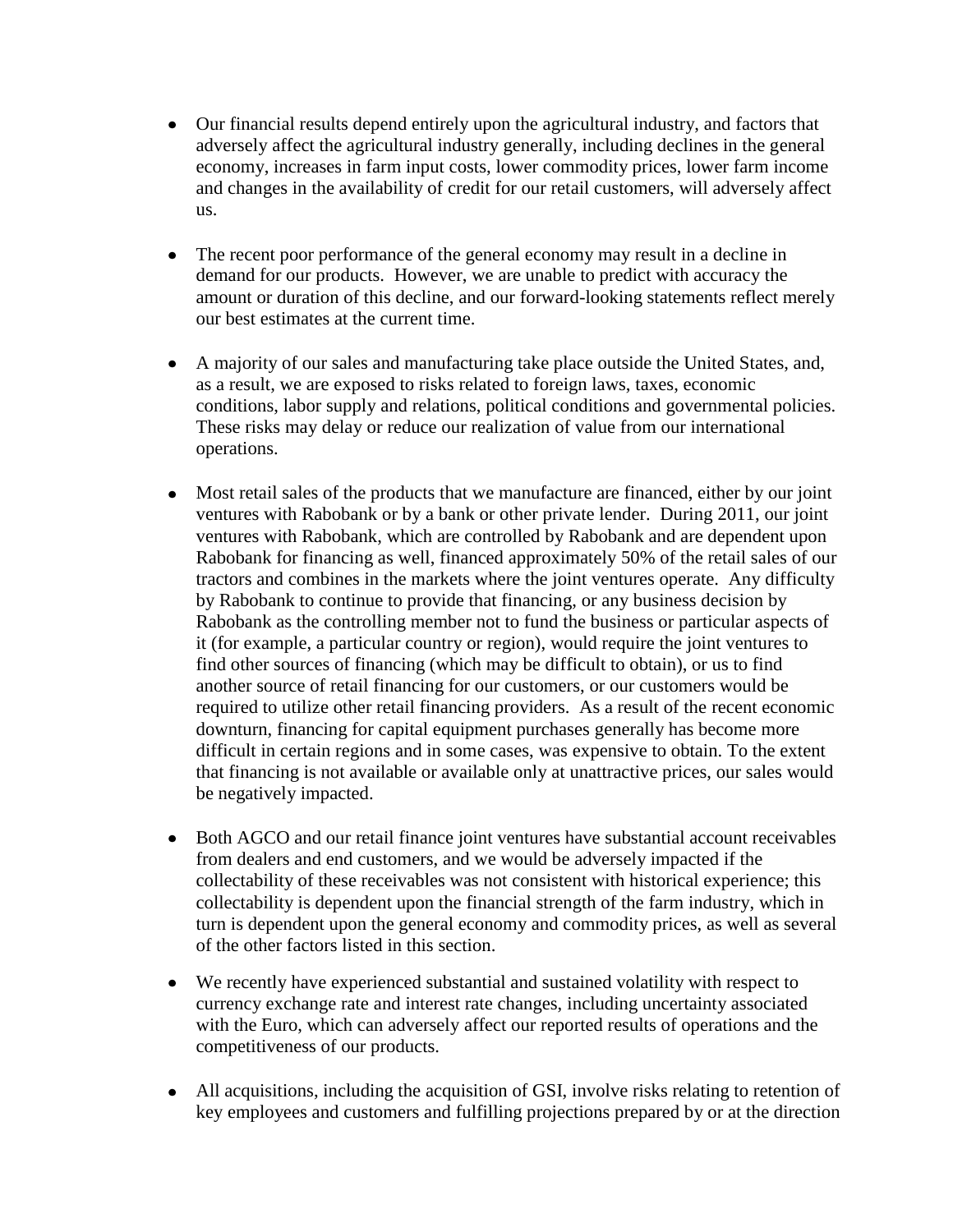- Our financial results depend entirely upon the agricultural industry, and factors that adversely affect the agricultural industry generally, including declines in the general economy, increases in farm input costs, lower commodity prices, lower farm income and changes in the availability of credit for our retail customers, will adversely affect us.

- The recent poor performance of the general economy may result in a decline in demand for our products. However, we are unable to predict with accuracy the amount or duration of this decline, and our forward-looking statements reflect merely our best estimates at the current time.

- A majority of our sales and manufacturing take place outside the United States, and, as a result, we are exposed to risks related to foreign laws, taxes, economic conditions, labor supply and relations, political conditions and governmental policies. These risks may delay or reduce our realization of value from our international operations.

- Most retail sales of the products that we manufacture are financed, either by our joint ventures with Rabobank or by a bank or other private lender. During 2011, our joint ventures with Rabobank, which are controlled by Rabobank and are dependent upon Rabobank for financing as well, financed approximately 50% of the retail sales of our tractors and combines in the markets where the joint ventures operate. Any difficulty by Rabobank to continue to provide that financing, or any business decision by Rabobank as the controlling member not to fund the business or particular aspects of it (for example, a particular country or region), would require the joint ventures to find other sources of financing (which may be difficult to obtain), or us to find another source of retail financing for our customers, or our customers would be required to utilize other retail financing providers. As a result of the recent economic downturn, financing for capital equipment purchases generally has become more difficult in certain regions and in some cases, was expensive to obtain. To the extent that financing is not available or available only at unattractive prices, our sales would be negatively impacted.

- Both AGCO and our retail finance joint ventures have substantial account receivables from dealers and end customers, and we would be adversely impacted if the collectability of these receivables was not consistent with historical experience; this collectability is dependent upon the financial strength of the farm industry, which in turn is dependent upon the general economy and commodity prices, as well as several of the other factors listed in this section.

- We recently have experienced substantial and sustained volatility with respect to currency exchange rate and interest rate changes, including uncertainty associated with the Euro, which can adversely affect our reported results of operations and the competitiveness of our products.

- All acquisitions, including the acquisition of GSI, involve risks relating to retention of key employees and customers and fulfilling projections prepared by or at the direction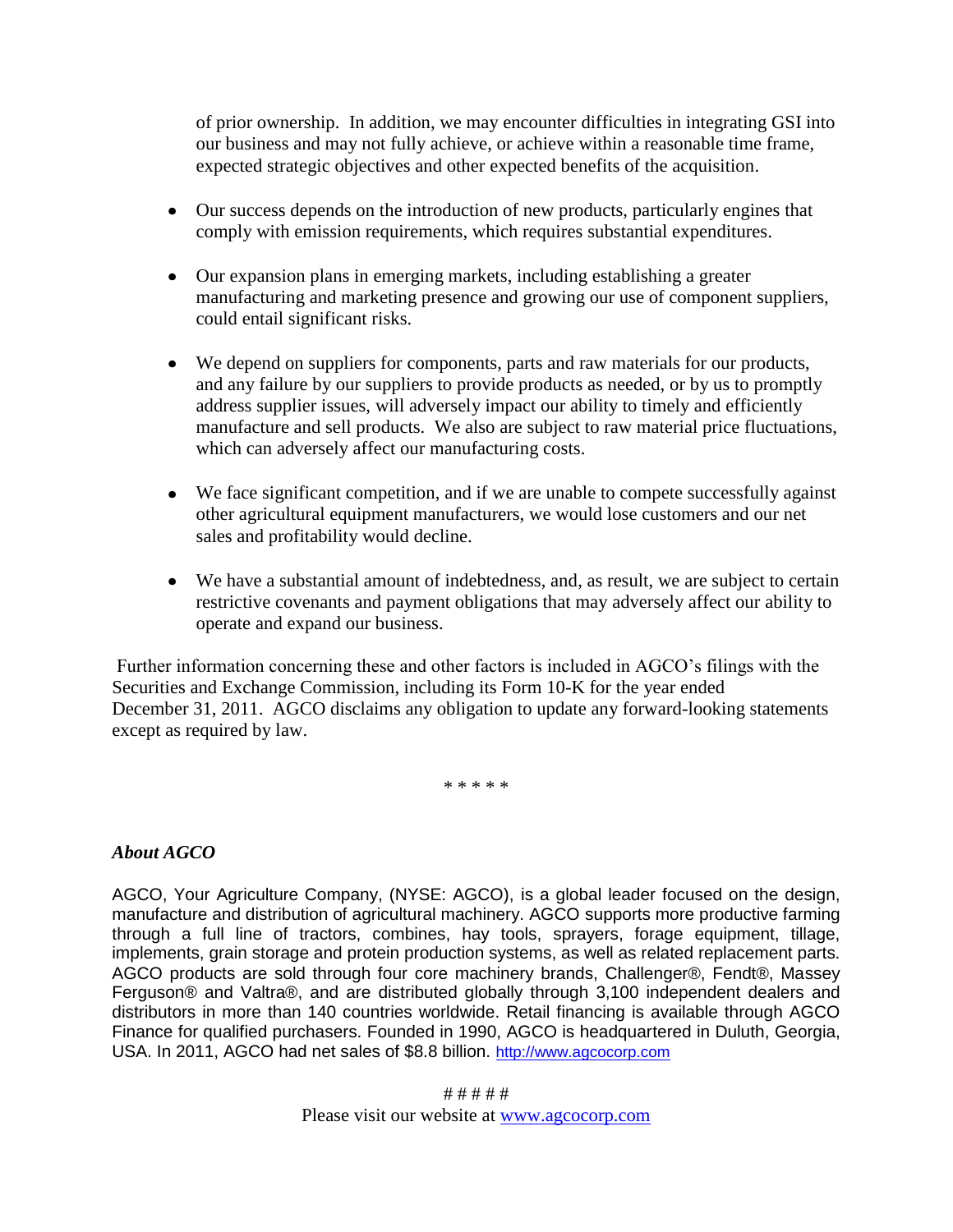of prior ownership. In addition, we may encounter difficulties in integrating GSI into our business and may not fully achieve, or achieve within a reasonable time frame, expected strategic objectives and other expected benefits of the acquisition.

- Our success depends on the introduction of new products, particularly engines that comply with emission requirements, which requires substantial expenditures.

- Our expansion plans in emerging markets, including establishing a greater manufacturing and marketing presence and growing our use of component suppliers, could entail significant risks.

- We depend on suppliers for components, parts and raw materials for our products, and any failure by our suppliers to provide products as needed, or by us to promptly address supplier issues, will adversely impact our ability to timely and efficiently manufacture and sell products. We also are subject to raw material price fluctuations, which can adversely affect our manufacturing costs.

- We face significant competition, and if we are unable to compete successfully against other agricultural equipment manufacturers, we would lose customers and our net sales and profitability would decline.

- We have a substantial amount of indebtedness, and, as result, we are subject to certain restrictive covenants and payment obligations that may adversely affect our ability to operate and expand our business.

Further information concerning these and other factors is included in AGCO's filings with the Securities and Exchange Commission, including its Form 10-K for the year ended December 31, 2011. AGCO disclaims any obligation to update any forward-looking statements except as required by law.

\* \* \* \* \*

***About AGCO***

AGCO, Your Agriculture Company, (NYSE: AGCO), is a global leader focused on the design, manufacture and distribution of agricultural machinery. AGCO supports more productive farming through a full line of tractors, combines, hay tools, sprayers, forage equipment, tillage, implements, grain storage and protein production systems, as well as related replacement parts. AGCO products are sold through four core machinery brands, Challenger®, Fendt®, Massey Ferguson® and Valtra®, and are distributed globally through 3,100 independent dealers and distributors in more than 140 countries worldwide. Retail financing is available through AGCO Finance for qualified purchasers. Founded in 1990, AGCO is headquartered in Duluth, Georgia, USA. In 2011, AGCO had net sales of $8.8 billion. http://www.agcocorp.com

# # # # #

Please visit our website at www.agcocorp.com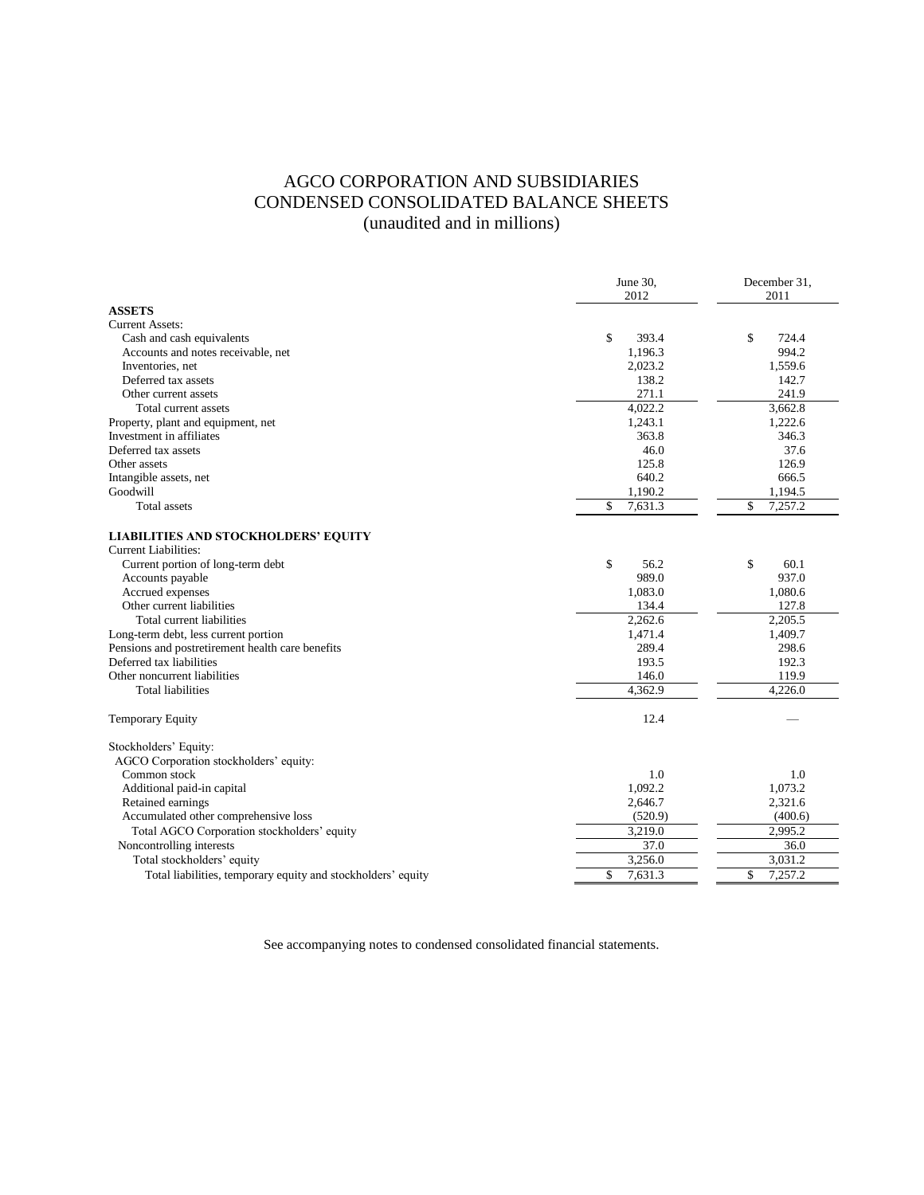# AGCO CORPORATION AND SUBSIDIARIES
# CONDENSED CONSOLIDATED BALANCE SHEETS
(unaudited and in millions)

| | June 30, 2012 | December 31, 2011 |
|---|---|---|
| **ASSETS** | | |
| Current Assets: | | |
| Cash and cash equivalents | $ 393.4 | $ 724.4 |
| Accounts and notes receivable, net | 1,196.3 | 994.2 |
| Inventories, net | 2,023.2 | 1,559.6 |
| Deferred tax assets | 138.2 | 142.7 |
| Other current assets | 271.1 | 241.9 |
| Total current assets | 4,022.2 | 3,662.8 |
| Property, plant and equipment, net | 1,243.1 | 1,222.6 |
| Investment in affiliates | 363.8 | 346.3 |
| Deferred tax assets | 46.0 | 37.6 |
| Other assets | 125.8 | 126.9 |
| Intangible assets, net | 640.2 | 666.5 |
| Goodwill | 1,190.2 | 1,194.5 |
| Total assets | $ 7,631.3 | $ 7,257.2 |
| **LIABILITIES AND STOCKHOLDERS' EQUITY** | | |
| Current Liabilities: | | |
| Current portion of long-term debt | $ 56.2 | $ 60.1 |
| Accounts payable | 989.0 | 937.0 |
| Accrued expenses | 1,083.0 | 1,080.6 |
| Other current liabilities | 134.4 | 127.8 |
| Total current liabilities | 2,262.6 | 2,205.5 |
| Long-term debt, less current portion | 1,471.4 | 1,409.7 |
| Pensions and postretirement health care benefits | 289.4 | 298.6 |
| Deferred tax liabilities | 193.5 | 192.3 |
| Other noncurrent liabilities | 146.0 | 119.9 |
| Total liabilities | 4,362.9 | 4,226.0 |
| Temporary Equity | 12.4 | — |
| Stockholders' Equity: | | |
| AGCO Corporation stockholders' equity: | | |
| Common stock | 1.0 | 1.0 |
| Additional paid-in capital | 1,092.2 | 1,073.2 |
| Retained earnings | 2,646.7 | 2,321.6 |
| Accumulated other comprehensive loss | (520.9) | (400.6) |
| Total AGCO Corporation stockholders' equity | 3,219.0 | 2,995.2 |
| Noncontrolling interests | 37.0 | 36.0 |
| Total stockholders' equity | 3,256.0 | 3,031.2 |
| Total liabilities, temporary equity and stockholders' equity | $ 7,631.3 | $ 7,257.2 |

See accompanying notes to condensed consolidated financial statements.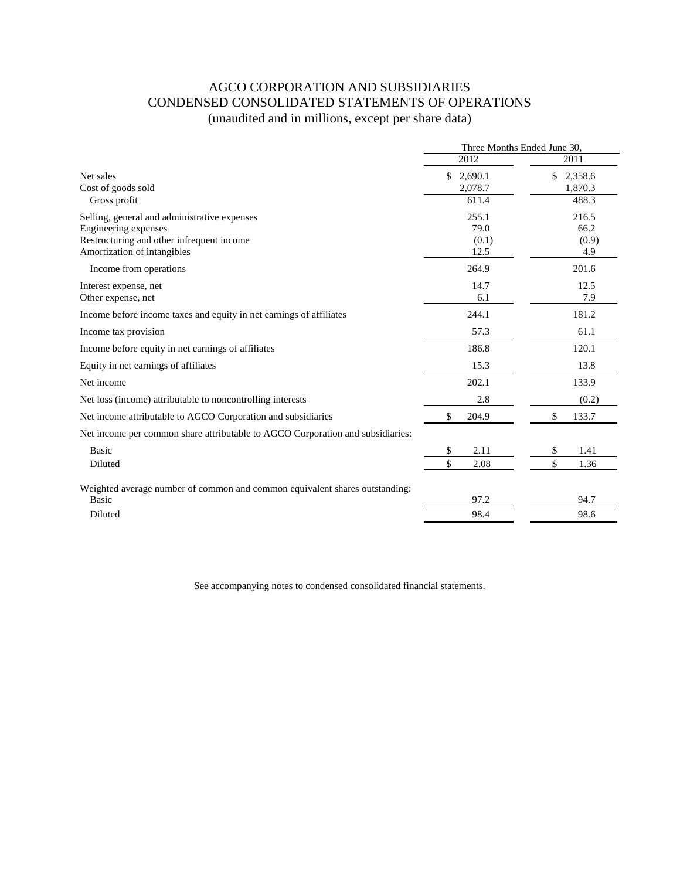# AGCO CORPORATION AND SUBSIDIARIES
## CONDENSED CONSOLIDATED STATEMENTS OF OPERATIONS
### (unaudited and in millions, except per share data)

| | Three Months Ended June 30, | |
|---|---|---|
| | 2012 | 2011 |
| Net sales | $ 2,690.1 | $ 2,358.6 |
| Cost of goods sold | 2,078.7 | 1,870.3 |
| Gross profit | 611.4 | 488.3 |
| Selling, general and administrative expenses | 255.1 | 216.5 |
| Engineering expenses | 79.0 | 66.2 |
| Restructuring and other infrequent income | (0.1) | (0.9) |
| Amortization of intangibles | 12.5 | 4.9 |
| Income from operations | 264.9 | 201.6 |
| Interest expense, net | 14.7 | 12.5 |
| Other expense, net | 6.1 | 7.9 |
| Income before income taxes and equity in net earnings of affiliates | 244.1 | 181.2 |
| Income tax provision | 57.3 | 61.1 |
| Income before equity in net earnings of affiliates | 186.8 | 120.1 |
| Equity in net earnings of affiliates | 15.3 | 13.8 |
| Net income | 202.1 | 133.9 |
| Net loss (income) attributable to noncontrolling interests | 2.8 | (0.2) |
| Net income attributable to AGCO Corporation and subsidiaries | $ 204.9 | $ 133.7 |
| Net income per common share attributable to AGCO Corporation and subsidiaries: | | |
| Basic | $ 2.11 | $ 1.41 |
| Diluted | $ 2.08 | $ 1.36 |
| Weighted average number of common and common equivalent shares outstanding: | | |
| Basic | 97.2 | 94.7 |
| Diluted | 98.4 | 98.6 |

See accompanying notes to condensed consolidated financial statements.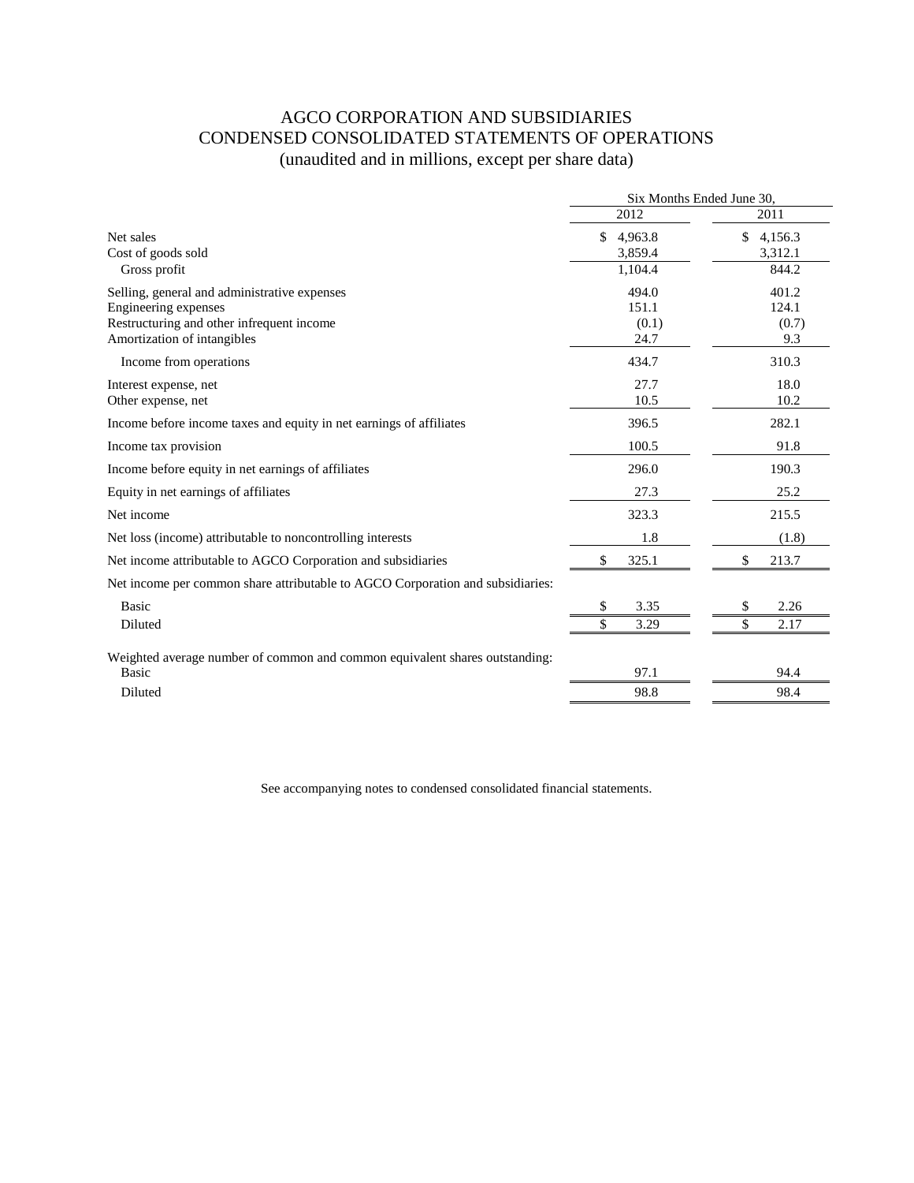# AGCO CORPORATION AND SUBSIDIARIES
## CONDENSED CONSOLIDATED STATEMENTS OF OPERATIONS
### (unaudited and in millions, except per share data)

| | Six Months Ended June 30, | |
|---|---|---|
| | 2012 | 2011 |
| Net sales | $ 4,963.8 | $ 4,156.3 |
| Cost of goods sold | 3,859.4 | 3,312.1 |
| Gross profit | 1,104.4 | 844.2 |
| Selling, general and administrative expenses | 494.0 | 401.2 |
| Engineering expenses | 151.1 | 124.1 |
| Restructuring and other infrequent income | (0.1) | (0.7) |
| Amortization of intangibles | 24.7 | 9.3 |
| Income from operations | 434.7 | 310.3 |
| Interest expense, net | 27.7 | 18.0 |
| Other expense, net | 10.5 | 10.2 |
| Income before income taxes and equity in net earnings of affiliates | 396.5 | 282.1 |
| Income tax provision | 100.5 | 91.8 |
| Income before equity in net earnings of affiliates | 296.0 | 190.3 |
| Equity in net earnings of affiliates | 27.3 | 25.2 |
| Net income | 323.3 | 215.5 |
| Net loss (income) attributable to noncontrolling interests | 1.8 | (1.8) |
| Net income attributable to AGCO Corporation and subsidiaries | $ 325.1 | $ 213.7 |
| Net income per common share attributable to AGCO Corporation and subsidiaries: | | |
| Basic | $ 3.35 | $ 2.26 |
| Diluted | $ 3.29 | $ 2.17 |
| Weighted average number of common and common equivalent shares outstanding: | | |
| Basic | 97.1 | 94.4 |
| Diluted | 98.8 | 98.4 |

See accompanying notes to condensed consolidated financial statements.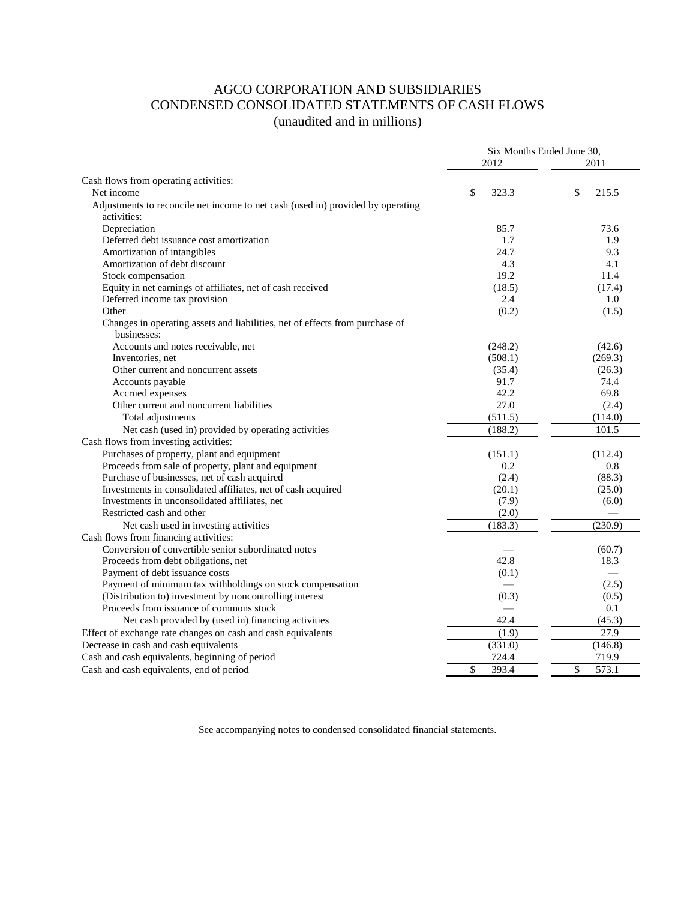# AGCO CORPORATION AND SUBSIDIARIES
## CONDENSED CONSOLIDATED STATEMENTS OF CASH FLOWS
(unaudited and in millions)

| | Six Months Ended June 30, | |
|---|---|---|
| | 2012 | 2011 |
| Cash flows from operating activities: | | |
| Net income | $ 323.3 | $ 215.5 |
| Adjustments to reconcile net income to net cash (used in) provided by operating activities: | | |
| Depreciation | 85.7 | 73.6 |
| Deferred debt issuance cost amortization | 1.7 | 1.9 |
| Amortization of intangibles | 24.7 | 9.3 |
| Amortization of debt discount | 4.3 | 4.1 |
| Stock compensation | 19.2 | 11.4 |
| Equity in net earnings of affiliates, net of cash received | (18.5) | (17.4) |
| Deferred income tax provision | 2.4 | 1.0 |
| Other | (0.2) | (1.5) |
| Changes in operating assets and liabilities, net of effects from purchase of businesses: | | |
| Accounts and notes receivable, net | (248.2) | (42.6) |
| Inventories, net | (508.1) | (269.3) |
| Other current and noncurrent assets | (35.4) | (26.3) |
| Accounts payable | 91.7 | 74.4 |
| Accrued expenses | 42.2 | 69.8 |
| Other current and noncurrent liabilities | 27.0 | (2.4) |
| Total adjustments | (511.5) | (114.0) |
| Net cash (used in) provided by operating activities | (188.2) | 101.5 |
| Cash flows from investing activities: | | |
| Purchases of property, plant and equipment | (151.1) | (112.4) |
| Proceeds from sale of property, plant and equipment | 0.2 | 0.8 |
| Purchase of businesses, net of cash acquired | (2.4) | (88.3) |
| Investments in consolidated affiliates, net of cash acquired | (20.1) | (25.0) |
| Investments in unconsolidated affiliates, net | (7.9) | (6.0) |
| Restricted cash and other | (2.0) | — |
| Net cash used in investing activities | (183.3) | (230.9) |
| Cash flows from financing activities: | | |
| Conversion of convertible senior subordinated notes | — | (60.7) |
| Proceeds from debt obligations, net | 42.8 | 18.3 |
| Payment of debt issuance costs | (0.1) | — |
| Payment of minimum tax withholdings on stock compensation | — | (2.5) |
| (Distribution to) investment by noncontrolling interest | (0.3) | (0.5) |
| Proceeds from issuance of commons stock | — | 0.1 |
| Net cash provided by (used in) financing activities | 42.4 | (45.3) |
| Effect of exchange rate changes on cash and cash equivalents | (1.9) | 27.9 |
| Decrease in cash and cash equivalents | (331.0) | (146.8) |
| Cash and cash equivalents, beginning of period | 724.4 | 719.9 |
| Cash and cash equivalents, end of period | $ 393.4 | $ 573.1 |

See accompanying notes to condensed consolidated financial statements.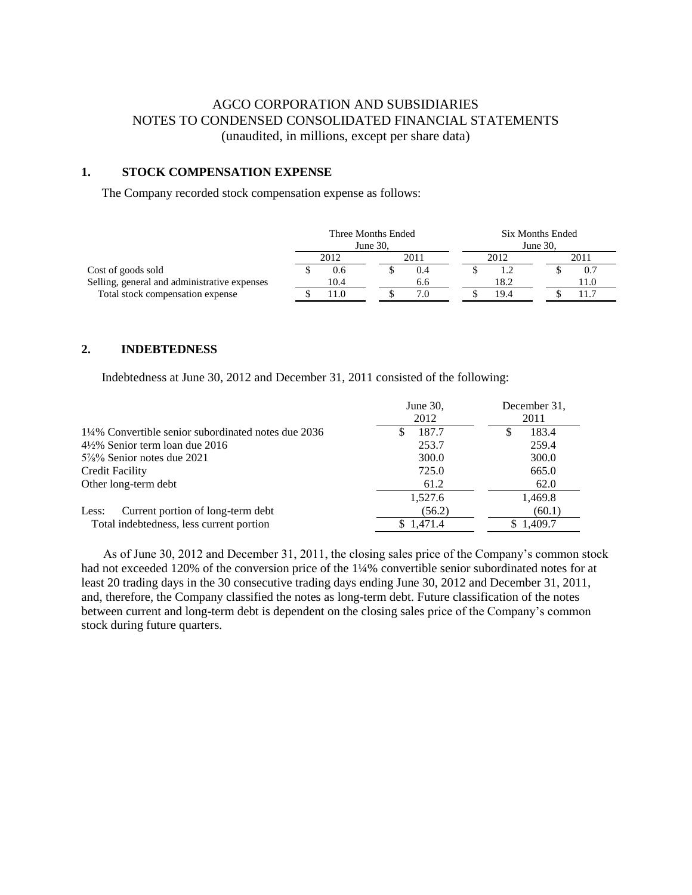AGCO CORPORATION AND SUBSIDIARIES
NOTES TO CONDENSED CONSOLIDATED FINANCIAL STATEMENTS
(unaudited, in millions, except per share data)

## 1. STOCK COMPENSATION EXPENSE

The Company recorded stock compensation expense as follows:

| | Three Months Ended June 30, | | Six Months Ended June 30, | |
|---|---|---|---|---|
| | 2012 | 2011 | 2012 | 2011 |
| Cost of goods sold | $ 0.6 | $ 0.4 | $ 1.2 | $ 0.7 |
| Selling, general and administrative expenses | 10.4 | 6.6 | 18.2 | 11.0 |
| Total stock compensation expense | $ 11.0 | $ 7.0 | $ 19.4 | $ 11.7 |

## 2. INDEBTEDNESS

Indebtedness at June 30, 2012 and December 31, 2011 consisted of the following:

| | June 30, 2012 | December 31, 2011 |
|---|---|---|
| 1¼% Convertible senior subordinated notes due 2036 | $ 187.7 | $ 183.4 |
| 4½% Senior term loan due 2016 | 253.7 | 259.4 |
| 5⅞% Senior notes due 2021 | 300.0 | 300.0 |
| Credit Facility | 725.0 | 665.0 |
| Other long-term debt | 61.2 | 62.0 |
| | 1,527.6 | 1,469.8 |
| Less: Current portion of long-term debt | (56.2) | (60.1) |
| Total indebtedness, less current portion | $ 1,471.4 | $ 1,409.7 |

As of June 30, 2012 and December 31, 2011, the closing sales price of the Company's common stock had not exceeded 120% of the conversion price of the 1¼% convertible senior subordinated notes for at least 20 trading days in the 30 consecutive trading days ending June 30, 2012 and December 31, 2011, and, therefore, the Company classified the notes as long-term debt. Future classification of the notes between current and long-term debt is dependent on the closing sales price of the Company's common stock during future quarters.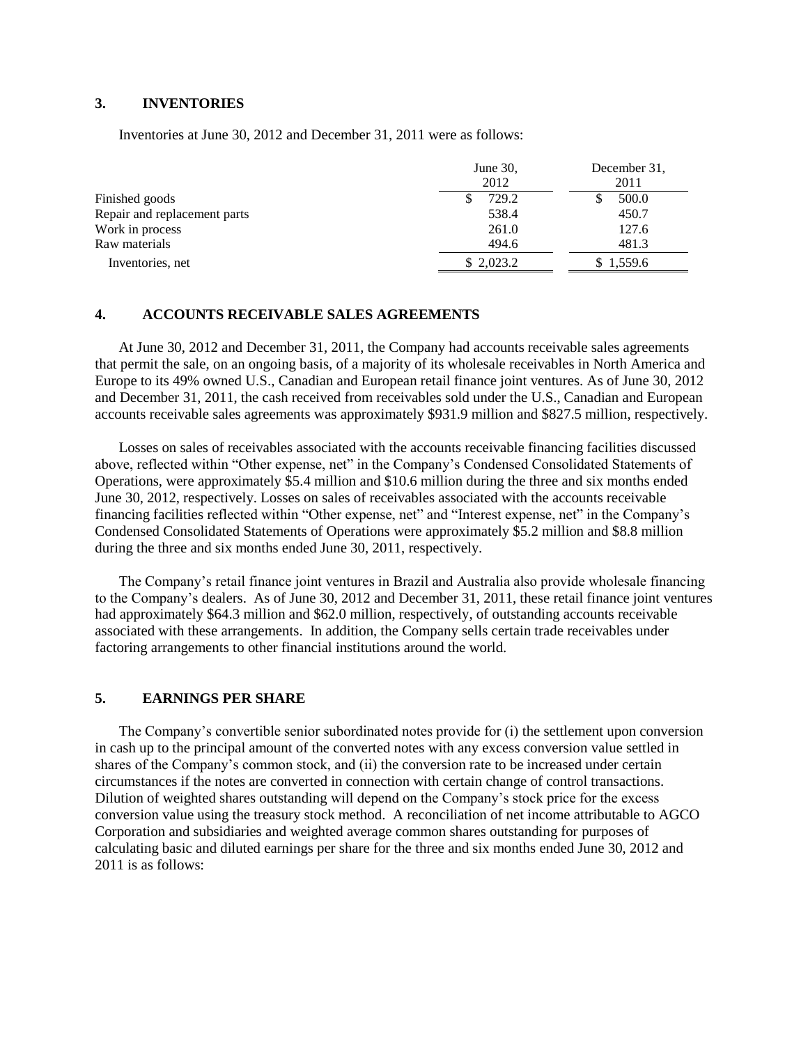## 3. INVENTORIES

Inventories at June 30, 2012 and December 31, 2011 were as follows:

| | June 30, 2012 | December 31, 2011 |
|---|---|---|
| Finished goods | $ 729.2 | $ 500.0 |
| Repair and replacement parts | 538.4 | 450.7 |
| Work in process | 261.0 | 127.6 |
| Raw materials | 494.6 | 481.3 |
| Inventories, net | $ 2,023.2 | $ 1,559.6 |

## 4. ACCOUNTS RECEIVABLE SALES AGREEMENTS

At June 30, 2012 and December 31, 2011, the Company had accounts receivable sales agreements that permit the sale, on an ongoing basis, of a majority of its wholesale receivables in North America and Europe to its 49% owned U.S., Canadian and European retail finance joint ventures. As of June 30, 2012 and December 31, 2011, the cash received from receivables sold under the U.S., Canadian and European accounts receivable sales agreements was approximately $931.9 million and $827.5 million, respectively.

Losses on sales of receivables associated with the accounts receivable financing facilities discussed above, reflected within "Other expense, net" in the Company's Condensed Consolidated Statements of Operations, were approximately $5.4 million and $10.6 million during the three and six months ended June 30, 2012, respectively. Losses on sales of receivables associated with the accounts receivable financing facilities reflected within "Other expense, net" and "Interest expense, net" in the Company's Condensed Consolidated Statements of Operations were approximately $5.2 million and $8.8 million during the three and six months ended June 30, 2011, respectively.

The Company's retail finance joint ventures in Brazil and Australia also provide wholesale financing to the Company's dealers. As of June 30, 2012 and December 31, 2011, these retail finance joint ventures had approximately $64.3 million and $62.0 million, respectively, of outstanding accounts receivable associated with these arrangements. In addition, the Company sells certain trade receivables under factoring arrangements to other financial institutions around the world.

## 5. EARNINGS PER SHARE

The Company's convertible senior subordinated notes provide for (i) the settlement upon conversion in cash up to the principal amount of the converted notes with any excess conversion value settled in shares of the Company's common stock, and (ii) the conversion rate to be increased under certain circumstances if the notes are converted in connection with certain change of control transactions. Dilution of weighted shares outstanding will depend on the Company's stock price for the excess conversion value using the treasury stock method. A reconciliation of net income attributable to AGCO Corporation and subsidiaries and weighted average common shares outstanding for purposes of calculating basic and diluted earnings per share for the three and six months ended June 30, 2012 and 2011 is as follows: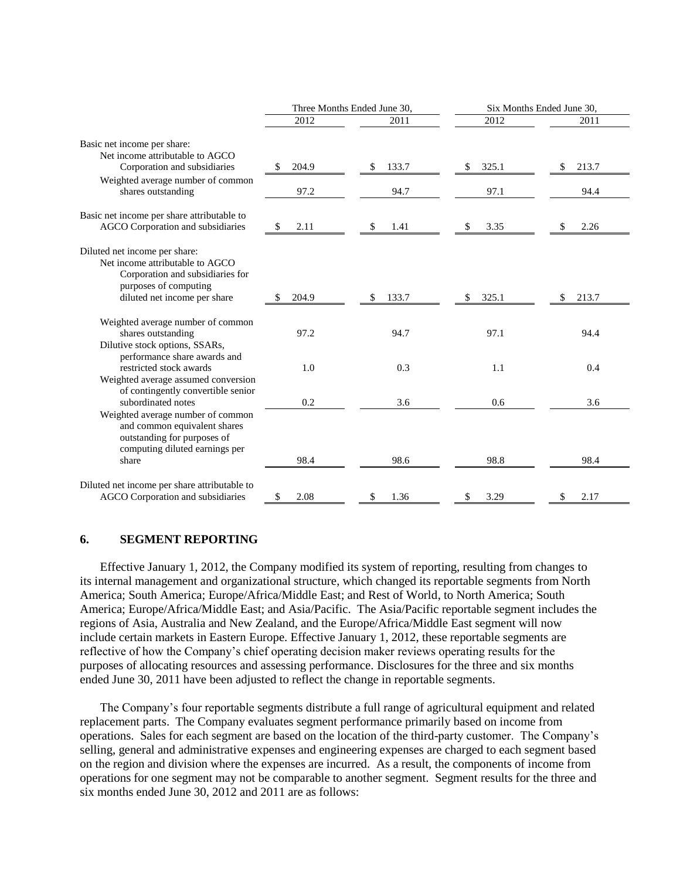| | Three Months Ended June 30, | | Six Months Ended June 30, | |
|---|---|---|---|---|
| | 2012 | 2011 | 2012 | 2011 |
| Basic net income per share: | | | | |
| Net income attributable to AGCO Corporation and subsidiaries | $ 204.9 | $ 133.7 | $ 325.1 | $ 213.7 |
| Weighted average number of common shares outstanding | 97.2 | 94.7 | 97.1 | 94.4 |
| Basic net income per share attributable to AGCO Corporation and subsidiaries | $ 2.11 | $ 1.41 | $ 3.35 | $ 2.26 |
| Diluted net income per share: | | | | |
| Net income attributable to AGCO Corporation and subsidiaries for purposes of computing diluted net income per share | $ 204.9 | $ 133.7 | $ 325.1 | $ 213.7 |
| Weighted average number of common shares outstanding | 97.2 | 94.7 | 97.1 | 94.4 |
| Dilutive stock options, SSARs, performance share awards and restricted stock awards | 1.0 | 0.3 | 1.1 | 0.4 |
| Weighted average assumed conversion of contingently convertible senior subordinated notes | 0.2 | 3.6 | 0.6 | 3.6 |
| Weighted average number of common and common equivalent shares outstanding for purposes of computing diluted earnings per share | 98.4 | 98.6 | 98.8 | 98.4 |
| Diluted net income per share attributable to AGCO Corporation and subsidiaries | $ 2.08 | $ 1.36 | $ 3.29 | $ 2.17 |

## 6. SEGMENT REPORTING

Effective January 1, 2012, the Company modified its system of reporting, resulting from changes to its internal management and organizational structure, which changed its reportable segments from North America; South America; Europe/Africa/Middle East; and Rest of World, to North America; South America; Europe/Africa/Middle East; and Asia/Pacific. The Asia/Pacific reportable segment includes the regions of Asia, Australia and New Zealand, and the Europe/Africa/Middle East segment will now include certain markets in Eastern Europe. Effective January 1, 2012, these reportable segments are reflective of how the Company's chief operating decision maker reviews operating results for the purposes of allocating resources and assessing performance. Disclosures for the three and six months ended June 30, 2011 have been adjusted to reflect the change in reportable segments.

The Company's four reportable segments distribute a full range of agricultural equipment and related replacement parts. The Company evaluates segment performance primarily based on income from operations. Sales for each segment are based on the location of the third-party customer. The Company's selling, general and administrative expenses and engineering expenses are charged to each segment based on the region and division where the expenses are incurred. As a result, the components of income from operations for one segment may not be comparable to another segment. Segment results for the three and six months ended June 30, 2012 and 2011 are as follows: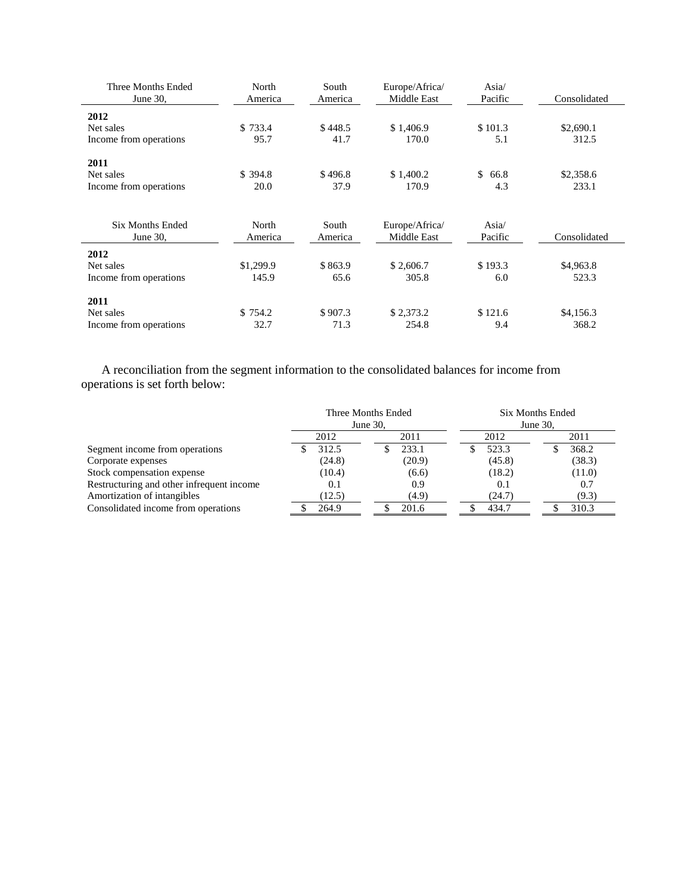| Three Months Ended June 30, | North America | South America | Europe/Africa/ Middle East | Asia/ Pacific | Consolidated |
|---|---|---|---|---|---|
| **2012** | | | | | |
| Net sales | $ 733.4 | $ 448.5 | $ 1,406.9 | $ 101.3 | $2,690.1 |
| Income from operations | 95.7 | 41.7 | 170.0 | 5.1 | 312.5 |
| **2011** | | | | | |
| Net sales | $ 394.8 | $ 496.8 | $ 1,400.2 | $ 66.8 | $2,358.6 |
| Income from operations | 20.0 | 37.9 | 170.9 | 4.3 | 233.1 |

| Six Months Ended June 30, | North America | South America | Europe/Africa/ Middle East | Asia/ Pacific | Consolidated |
|---|---|---|---|---|---|
| **2012** | | | | | |
| Net sales | $1,299.9 | $ 863.9 | $ 2,606.7 | $ 193.3 | $4,963.8 |
| Income from operations | 145.9 | 65.6 | 305.8 | 6.0 | 523.3 |
| **2011** | | | | | |
| Net sales | $ 754.2 | $ 907.3 | $ 2,373.2 | $ 121.6 | $4,156.3 |
| Income from operations | 32.7 | 71.3 | 254.8 | 9.4 | 368.2 |

A reconciliation from the segment information to the consolidated balances for income from operations is set forth below:

| | Three Months Ended June 30, | | Six Months Ended June 30, | |
|---|---|---|---|---|
| | 2012 | 2011 | 2012 | 2011 |
| Segment income from operations | $ 312.5 | $ 233.1 | $ 523.3 | $ 368.2 |
| Corporate expenses | (24.8) | (20.9) | (45.8) | (38.3) |
| Stock compensation expense | (10.4) | (6.6) | (18.2) | (11.0) |
| Restructuring and other infrequent income | 0.1 | 0.9 | 0.1 | 0.7 |
| Amortization of intangibles | (12.5) | (4.9) | (24.7) | (9.3) |
| Consolidated income from operations | $ 264.9 | $ 201.6 | $ 434.7 | $ 310.3 |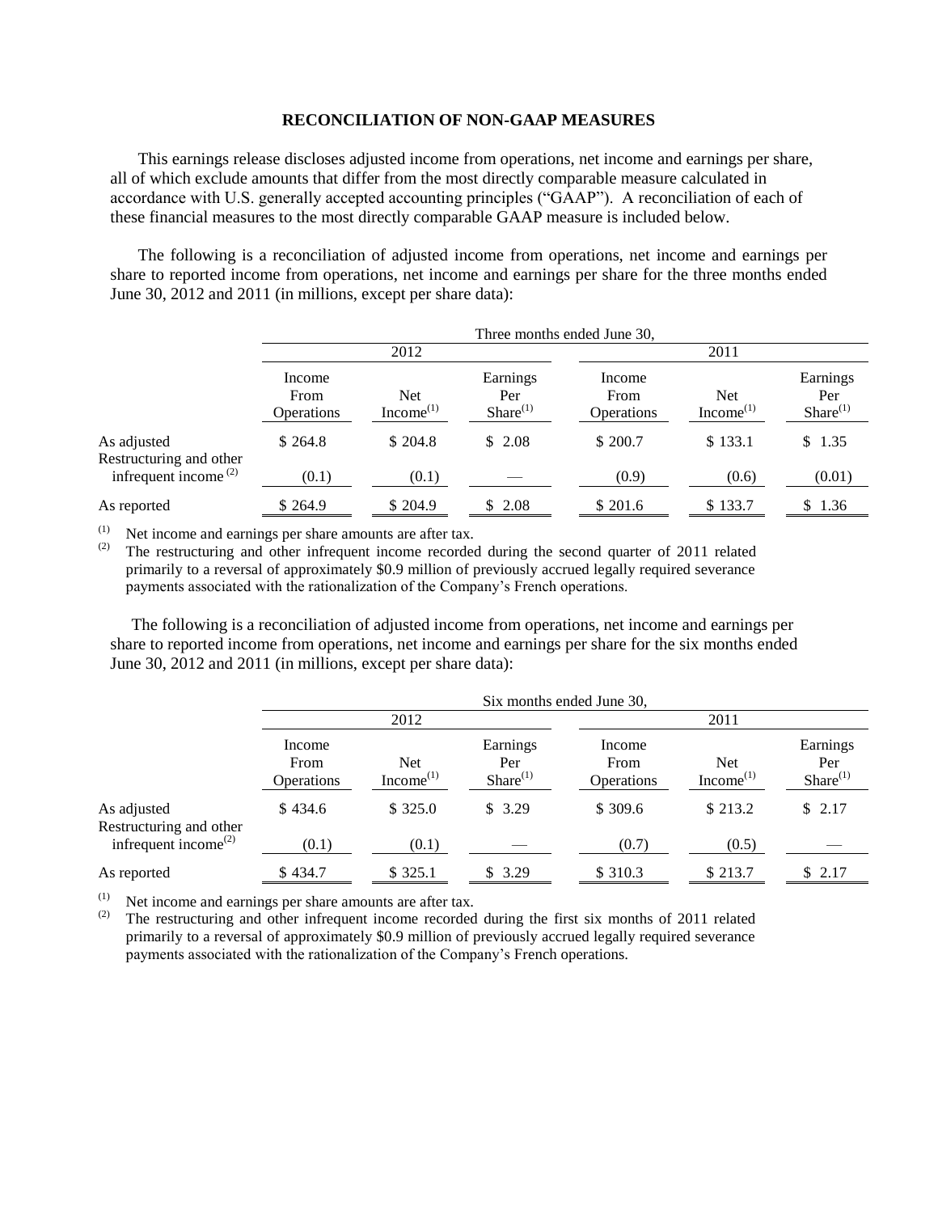# RECONCILIATION OF NON-GAAP MEASURES

This earnings release discloses adjusted income from operations, net income and earnings per share, all of which exclude amounts that differ from the most directly comparable measure calculated in accordance with U.S. generally accepted accounting principles ("GAAP"). A reconciliation of each of these financial measures to the most directly comparable GAAP measure is included below.

The following is a reconciliation of adjusted income from operations, net income and earnings per share to reported income from operations, net income and earnings per share for the three months ended June 30, 2012 and 2011 (in millions, except per share data):

| | Three months ended June 30, | | | | | |
|---|---|---|---|---|---|---|
| | 2012 | | | 2011 | | |
| | Income From Operations | Net Income[(1)] | Earnings Per Share[(1)] | Income From Operations | Net Income[(1)] | Earnings Per Share[(1)] |
| As adjusted | $ 264.8 | $ 204.8 | $ 2.08 | $ 200.7 | $ 133.1 | $ 1.35 |
| Restructuring and other infrequent income [(2)] | (0.1) | (0.1) | — | (0.9) | (0.6) | (0.01) |
| As reported | $ 264.9 | $ 204.9 | $ 2.08 | $ 201.6 | $ 133.7 | $ 1.36 |

(1) Net income and earnings per share amounts are after tax.

(2) The restructuring and other infrequent income recorded during the second quarter of 2011 related primarily to a reversal of approximately $0.9 million of previously accrued legally required severance payments associated with the rationalization of the Company's French operations.

The following is a reconciliation of adjusted income from operations, net income and earnings per share to reported income from operations, net income and earnings per share for the six months ended June 30, 2012 and 2011 (in millions, except per share data):

| | Six months ended June 30, | | | | | |
|---|---|---|---|---|---|---|
| | 2012 | | | 2011 | | |
| | Income From Operations | Net Income[(1)] | Earnings Per Share[(1)] | Income From Operations | Net Income[(1)] | Earnings Per Share[(1)] |
| As adjusted | $ 434.6 | $ 325.0 | $ 3.29 | $ 309.6 | $ 213.2 | $ 2.17 |
| Restructuring and other infrequent income[(2)] | (0.1) | (0.1) | — | (0.7) | (0.5) | — |
| As reported | $ 434.7 | $ 325.1 | $ 3.29 | $ 310.3 | $ 213.7 | $ 2.17 |

(1) Net income and earnings per share amounts are after tax.

(2) The restructuring and other infrequent income recorded during the first six months of 2011 related primarily to a reversal of approximately $0.9 million of previously accrued legally required severance payments associated with the rationalization of the Company's French operations.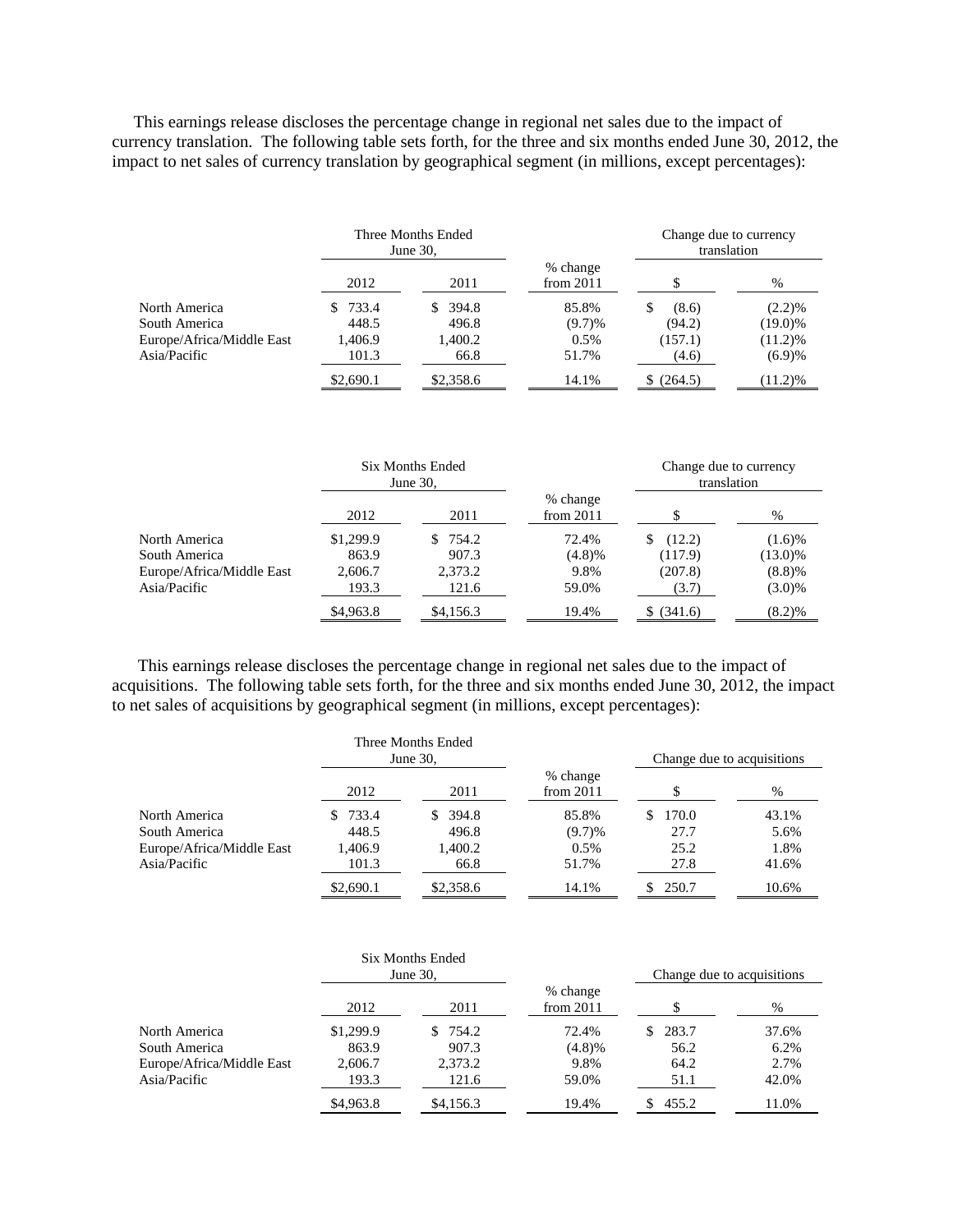This earnings release discloses the percentage change in regional net sales due to the impact of currency translation. The following table sets forth, for the three and six months ended June 30, 2012, the impact to net sales of currency translation by geographical segment (in millions, except percentages):

| | Three Months Ended June 30, | | | Change due to currency translation | |
|---|---|---|---|---|---|
| | 2012 | 2011 | % change from 2011 | $ | % |
| North America | $ 733.4 | $ 394.8 | 85.8% | $ (8.6) | (2.2)% |
| South America | 448.5 | 496.8 | (9.7)% | (94.2) | (19.0)% |
| Europe/Africa/Middle East | 1,406.9 | 1,400.2 | 0.5% | (157.1) | (11.2)% |
| Asia/Pacific | 101.3 | 66.8 | 51.7% | (4.6) | (6.9)% |
| | $2,690.1 | $2,358.6 | 14.1% | $ (264.5) | (11.2)% |

| | Six Months Ended June 30, | | | Change due to currency translation | |
|---|---|---|---|---|---|
| | 2012 | 2011 | % change from 2011 | $ | % |
| North America | $1,299.9 | $ 754.2 | 72.4% | $ (12.2) | (1.6)% |
| South America | 863.9 | 907.3 | (4.8)% | (117.9) | (13.0)% |
| Europe/Africa/Middle East | 2,606.7 | 2,373.2 | 9.8% | (207.8) | (8.8)% |
| Asia/Pacific | 193.3 | 121.6 | 59.0% | (3.7) | (3.0)% |
| | $4,963.8 | $4,156.3 | 19.4% | $ (341.6) | (8.2)% |

This earnings release discloses the percentage change in regional net sales due to the impact of acquisitions. The following table sets forth, for the three and six months ended June 30, 2012, the impact to net sales of acquisitions by geographical segment (in millions, except percentages):

| | Three Months Ended June 30, | | | Change due to acquisitions | |
|---|---|---|---|---|---|
| | 2012 | 2011 | % change from 2011 | $ | % |
| North America | $ 733.4 | $ 394.8 | 85.8% | $ 170.0 | 43.1% |
| South America | 448.5 | 496.8 | (9.7)% | 27.7 | 5.6% |
| Europe/Africa/Middle East | 1,406.9 | 1,400.2 | 0.5% | 25.2 | 1.8% |
| Asia/Pacific | 101.3 | 66.8 | 51.7% | 27.8 | 41.6% |
| | $2,690.1 | $2,358.6 | 14.1% | $ 250.7 | 10.6% |

| | Six Months Ended June 30, | | | Change due to acquisitions | |
|---|---|---|---|---|---|
| | 2012 | 2011 | % change from 2011 | $ | % |
| North America | $1,299.9 | $ 754.2 | 72.4% | $ 283.7 | 37.6% |
| South America | 863.9 | 907.3 | (4.8)% | 56.2 | 6.2% |
| Europe/Africa/Middle East | 2,606.7 | 2,373.2 | 9.8% | 64.2 | 2.7% |
| Asia/Pacific | 193.3 | 121.6 | 59.0% | 51.1 | 42.0% |
| | $4,963.8 | $4,156.3 | 19.4% | $ 455.2 | 11.0% |